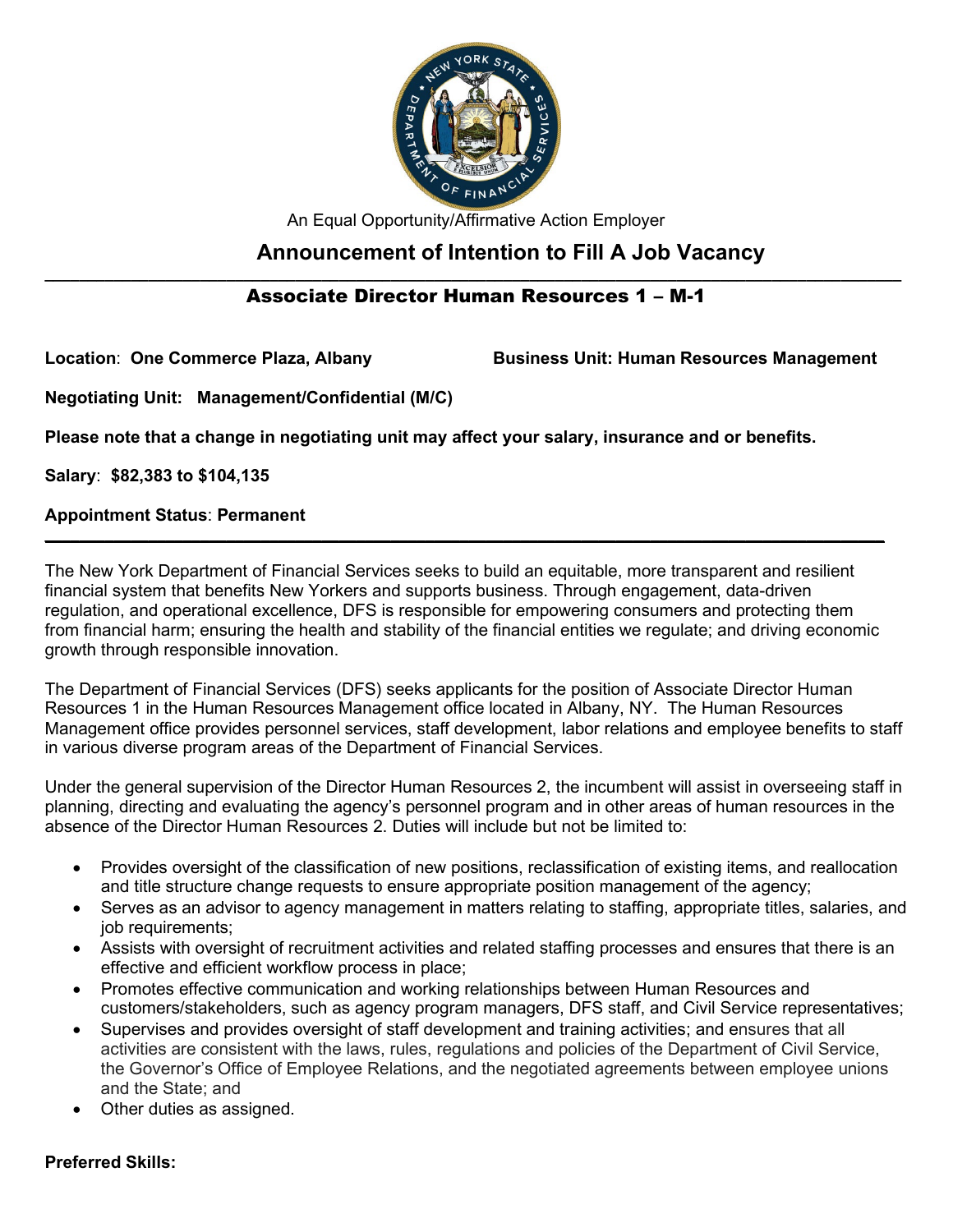An Equal Opportunity/Affirmative Action Employer

# Announcement of Intention to Fill A Job Vacancy

## Associate Director Human Resources 1 – M-1

**Location**: **One Commerce Plaza, Albany**

**Business Unit: Human Resources Management**

**Negotiating Unit: Management/Confidential (M/C)**

**Please note that a change in negotiating unit may affect your salary, insurance and or benefits.**

**Salary**: **$82,383 to $104,135**

**Appointment Status**: **Permanent**

---

The New York Department of Financial Services seeks to build an equitable, more transparent and resilient financial system that benefits New Yorkers and supports business. Through engagement, data-driven regulation, and operational excellence, DFS is responsible for empowering consumers and protecting them from financial harm; ensuring the health and stability of the financial entities we regulate; and driving economic growth through responsible innovation.

The Department of Financial Services (DFS) seeks applicants for the position of Associate Director Human Resources 1 in the Human Resources Management office located in Albany, NY. The Human Resources Management office provides personnel services, staff development, labor relations and employee benefits to staff in various diverse program areas of the Department of Financial Services.

Under the general supervision of the Director Human Resources 2, the incumbent will assist in overseeing staff in planning, directing and evaluating the agency's personnel program and in other areas of human resources in the absence of the Director Human Resources 2. Duties will include but not be limited to:

- Provides oversight of the classification of new positions, reclassification of existing items, and reallocation and title structure change requests to ensure appropriate position management of the agency;
- Serves as an advisor to agency management in matters relating to staffing, appropriate titles, salaries, and job requirements;
- Assists with oversight of recruitment activities and related staffing processes and ensures that there is an effective and efficient workflow process in place;
- Promotes effective communication and working relationships between Human Resources and customers/stakeholders, such as agency program managers, DFS staff, and Civil Service representatives;
- Supervises and provides oversight of staff development and training activities; and ensures that all activities are consistent with the laws, rules, regulations and policies of the Department of Civil Service, the Governor's Office of Employee Relations, and the negotiated agreements between employee unions and the State; and
- Other duties as assigned.

**Preferred Skills:**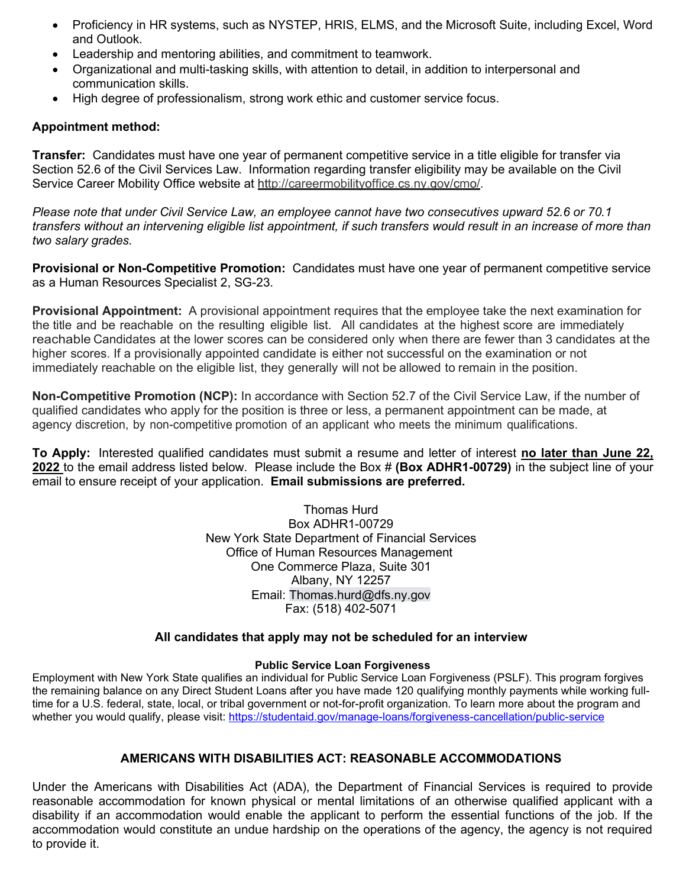- Proficiency in HR systems, such as NYSTEP, HRIS, ELMS, and the Microsoft Suite, including Excel, Word and Outlook.
- Leadership and mentoring abilities, and commitment to teamwork.
- Organizational and multi-tasking skills, with attention to detail, in addition to interpersonal and communication skills.
- High degree of professionalism, strong work ethic and customer service focus.

**Appointment method:**

**Transfer:** Candidates must have one year of permanent competitive service in a title eligible for transfer via Section 52.6 of the Civil Services Law. Information regarding transfer eligibility may be available on the Civil Service Career Mobility Office website at http://careermobilityoffice.cs.ny.gov/cmo/.

*Please note that under Civil Service Law, an employee cannot have two consecutives upward 52.6 or 70.1 transfers without an intervening eligible list appointment, if such transfers would result in an increase of more than two salary grades.*

**Provisional or Non-Competitive Promotion:** Candidates must have one year of permanent competitive service as a Human Resources Specialist 2, SG-23.

**Provisional Appointment:** A provisional appointment requires that the employee take the next examination for the title and be reachable on the resulting eligible list. All candidates at the highest score are immediately reachable Candidates at the lower scores can be considered only when there are fewer than 3 candidates at the higher scores. If a provisionally appointed candidate is either not successful on the examination or not immediately reachable on the eligible list, they generally will not be allowed to remain in the position.

**Non-Competitive Promotion (NCP):** In accordance with Section 52.7 of the Civil Service Law, if the number of qualified candidates who apply for the position is three or less, a permanent appointment can be made, at agency discretion, by non-competitive promotion of an applicant who meets the minimum qualifications.

**To Apply:** Interested qualified candidates must submit a resume and letter of interest **no later than June 22, 2022** to the email address listed below. Please include the Box # **(Box ADHR1-00729)** in the subject line of your email to ensure receipt of your application. **Email submissions are preferred.**

Thomas Hurd
Box ADHR1-00729
New York State Department of Financial Services
Office of Human Resources Management
One Commerce Plaza, Suite 301
Albany, NY 12257
Email: Thomas.hurd@dfs.ny.gov
Fax: (518) 402-5071

**All candidates that apply may not be scheduled for an interview**

**Public Service Loan Forgiveness**

Employment with New York State qualifies an individual for Public Service Loan Forgiveness (PSLF). This program forgives the remaining balance on any Direct Student Loans after you have made 120 qualifying monthly payments while working full-time for a U.S. federal, state, local, or tribal government or not-for-profit organization. To learn more about the program and whether you would qualify, please visit: https://studentaid.gov/manage-loans/forgiveness-cancellation/public-service

**AMERICANS WITH DISABILITIES ACT: REASONABLE ACCOMMODATIONS**

Under the Americans with Disabilities Act (ADA), the Department of Financial Services is required to provide reasonable accommodation for known physical or mental limitations of an otherwise qualified applicant with a disability if an accommodation would enable the applicant to perform the essential functions of the job. If the accommodation would constitute an undue hardship on the operations of the agency, the agency is not required to provide it.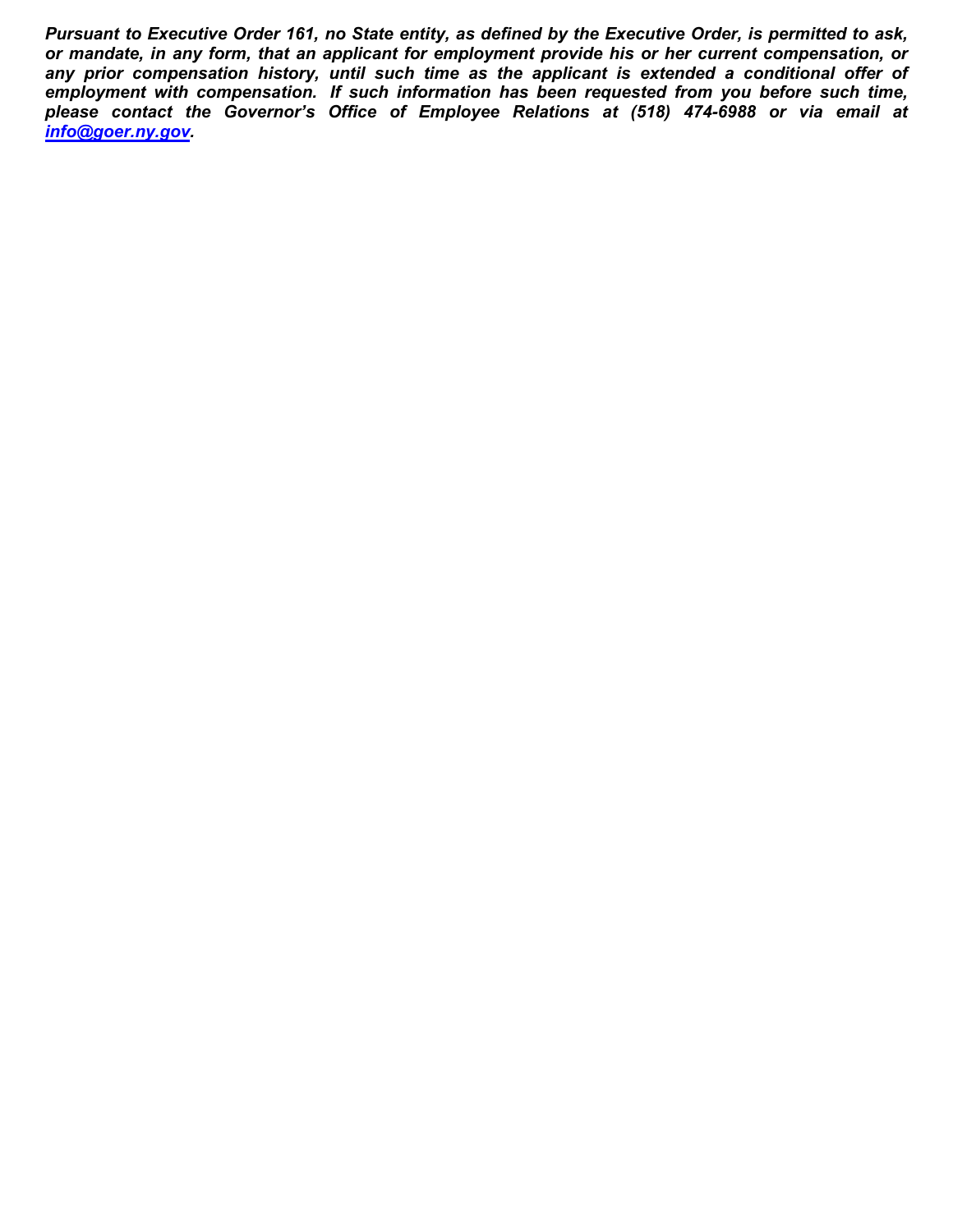***Pursuant to Executive Order 161, no State entity, as defined by the Executive Order, is permitted to ask, or mandate, in any form, that an applicant for employment provide his or her current compensation, or any prior compensation history, until such time as the applicant is extended a conditional offer of employment with compensation. If such information has been requested from you before such time, please contact the Governor's Office of Employee Relations at (518) 474-6988 or via email at info@goer.ny.gov.***